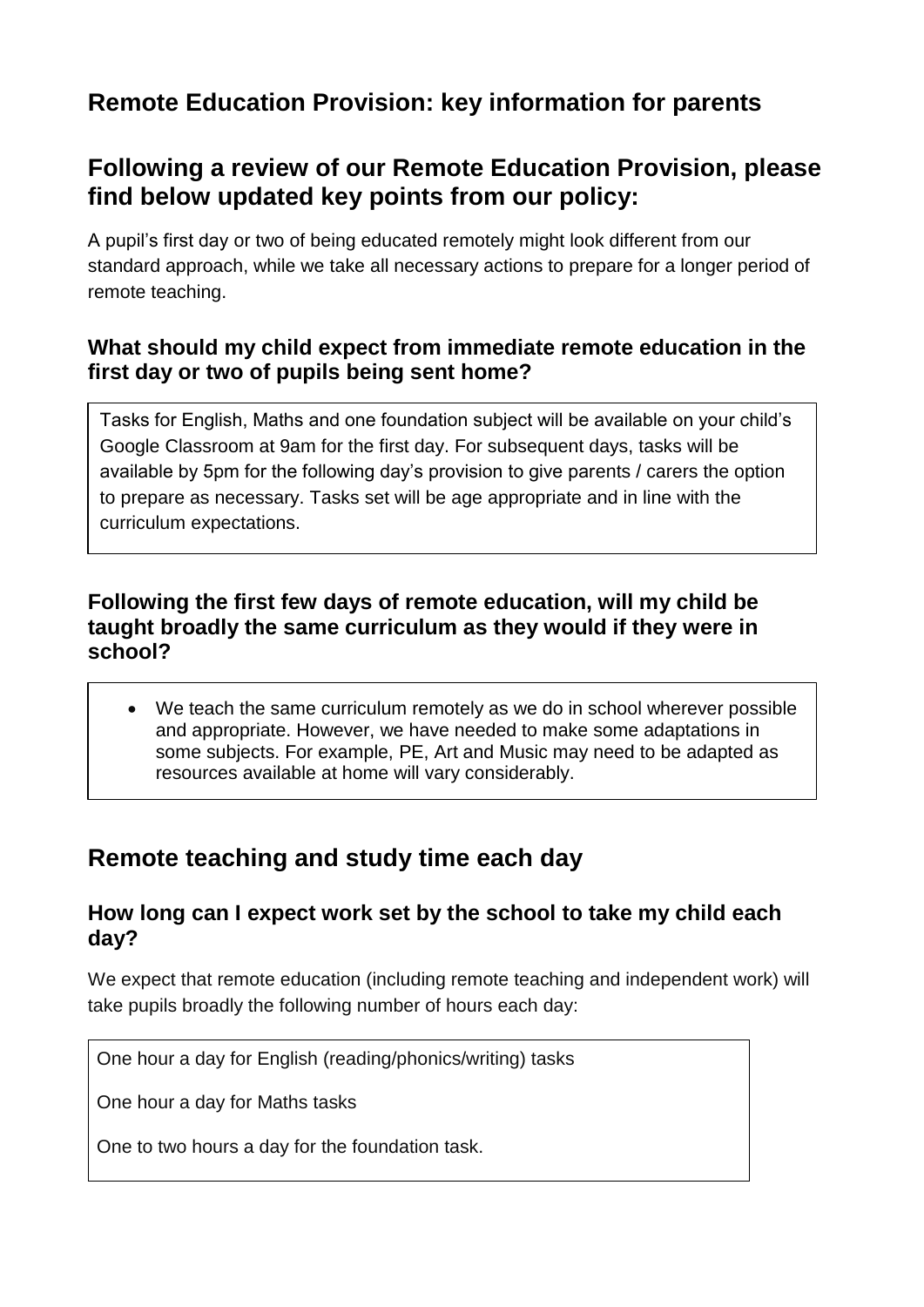# Remote Education Provision: key information for parents

## Following a review of our Remote Education Provision, please find below updated key points from our policy:

A pupil's first day or two of being educated remotely might look different from our standard approach, while we take all necessary actions to prepare for a longer period of remote teaching.

### What should my child expect from immediate remote education in the first day or two of pupils being sent home?

Tasks for English, Maths and one foundation subject will be available on your child's Google Classroom at 9am for the first day. For subsequent days, tasks will be available by 5pm for the following day's provision to give parents / carers the option to prepare as necessary. Tasks set will be age appropriate and in line with the curriculum expectations.

### Following the first few days of remote education, will my child be taught broadly the same curriculum as they would if they were in school?

- We teach the same curriculum remotely as we do in school wherever possible and appropriate. However, we have needed to make some adaptations in some subjects. For example, PE, Art and Music may need to be adapted as resources available at home will vary considerably.

## Remote teaching and study time each day

### How long can I expect work set by the school to take my child each day?

We expect that remote education (including remote teaching and independent work) will take pupils broadly the following number of hours each day:

One hour a day for English (reading/phonics/writing) tasks

One hour a day for Maths tasks

One to two hours a day for the foundation task.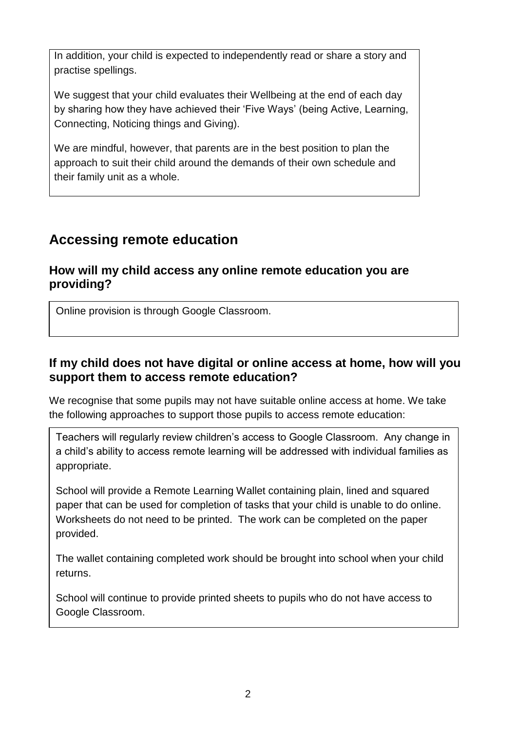In addition, your child is expected to independently read or share a story and practise spellings.

We suggest that your child evaluates their Wellbeing at the end of each day by sharing how they have achieved their 'Five Ways' (being Active, Learning, Connecting, Noticing things and Giving).

We are mindful, however, that parents are in the best position to plan the approach to suit their child around the demands of their own schedule and their family unit as a whole.

## Accessing remote education

### How will my child access any online remote education you are providing?

Online provision is through Google Classroom.

### If my child does not have digital or online access at home, how will you support them to access remote education?

We recognise that some pupils may not have suitable online access at home. We take the following approaches to support those pupils to access remote education:

Teachers will regularly review children's access to Google Classroom. Any change in a child's ability to access remote learning will be addressed with individual families as appropriate.

School will provide a Remote Learning Wallet containing plain, lined and squared paper that can be used for completion of tasks that your child is unable to do online. Worksheets do not need to be printed. The work can be completed on the paper provided.

The wallet containing completed work should be brought into school when your child returns.

School will continue to provide printed sheets to pupils who do not have access to Google Classroom.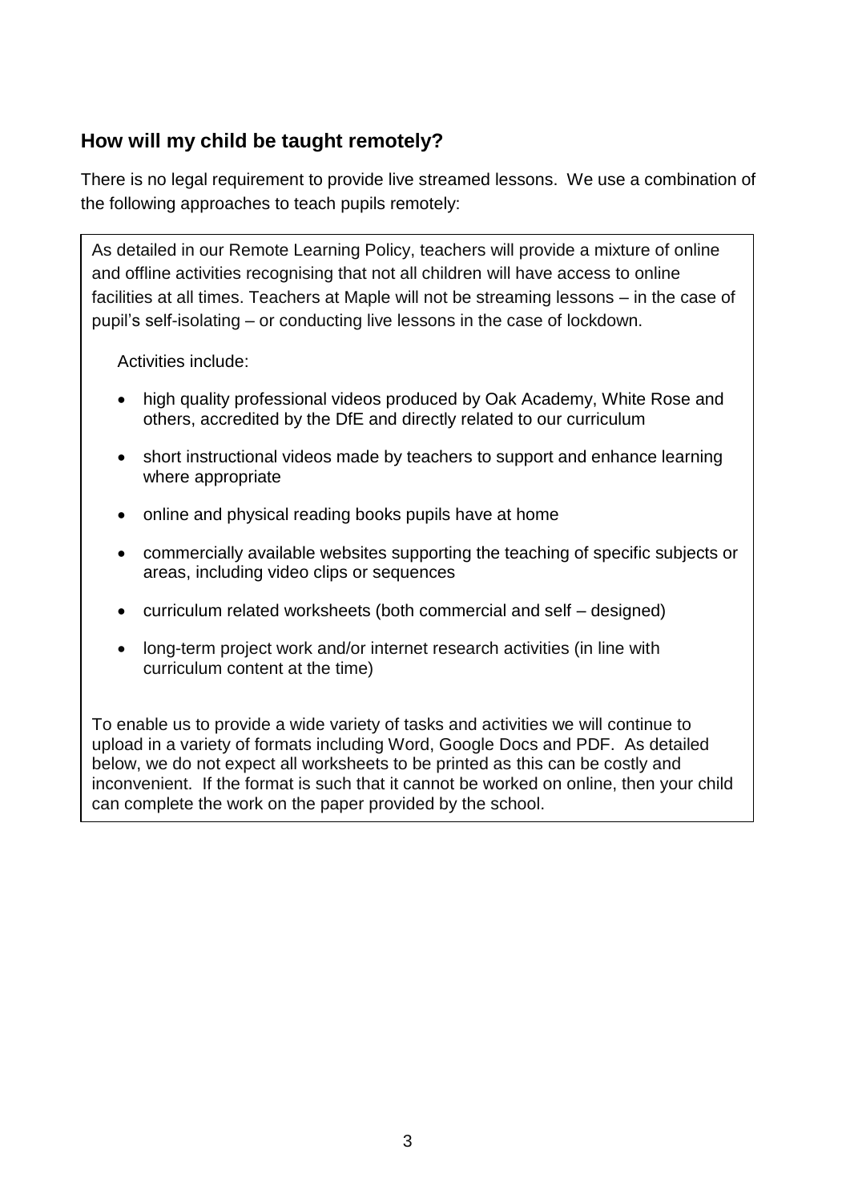## How will my child be taught remotely?

There is no legal requirement to provide live streamed lessons. We use a combination of the following approaches to teach pupils remotely:

As detailed in our Remote Learning Policy, teachers will provide a mixture of online and offline activities recognising that not all children will have access to online facilities at all times. Teachers at Maple will not be streaming lessons – in the case of pupil's self-isolating – or conducting live lessons in the case of lockdown.

Activities include:

- high quality professional videos produced by Oak Academy, White Rose and others, accredited by the DfE and directly related to our curriculum
- short instructional videos made by teachers to support and enhance learning where appropriate
- online and physical reading books pupils have at home
- commercially available websites supporting the teaching of specific subjects or areas, including video clips or sequences
- curriculum related worksheets (both commercial and self – designed)
- long-term project work and/or internet research activities (in line with curriculum content at the time)

To enable us to provide a wide variety of tasks and activities we will continue to upload in a variety of formats including Word, Google Docs and PDF. As detailed below, we do not expect all worksheets to be printed as this can be costly and inconvenient. If the format is such that it cannot be worked on online, then your child can complete the work on the paper provided by the school.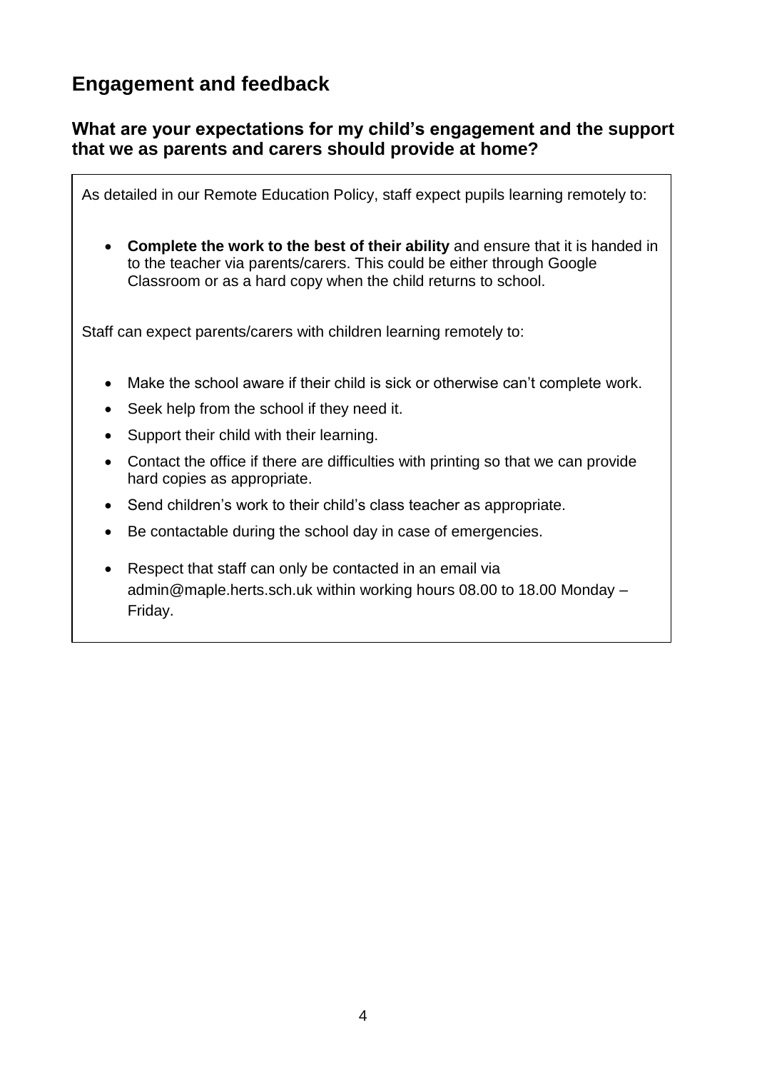## Engagement and feedback

### What are your expectations for my child's engagement and the support that we as parents and carers should provide at home?

As detailed in our Remote Education Policy, staff expect pupils learning remotely to:

- **Complete the work to the best of their ability** and ensure that it is handed in to the teacher via parents/carers. This could be either through Google Classroom or as a hard copy when the child returns to school.

Staff can expect parents/carers with children learning remotely to:

- Make the school aware if their child is sick or otherwise can't complete work.
- Seek help from the school if they need it.
- Support their child with their learning.
- Contact the office if there are difficulties with printing so that we can provide hard copies as appropriate.
- Send children's work to their child's class teacher as appropriate.
- Be contactable during the school day in case of emergencies.
- Respect that staff can only be contacted in an email via admin@maple.herts.sch.uk within working hours 08.00 to 18.00 Monday – Friday.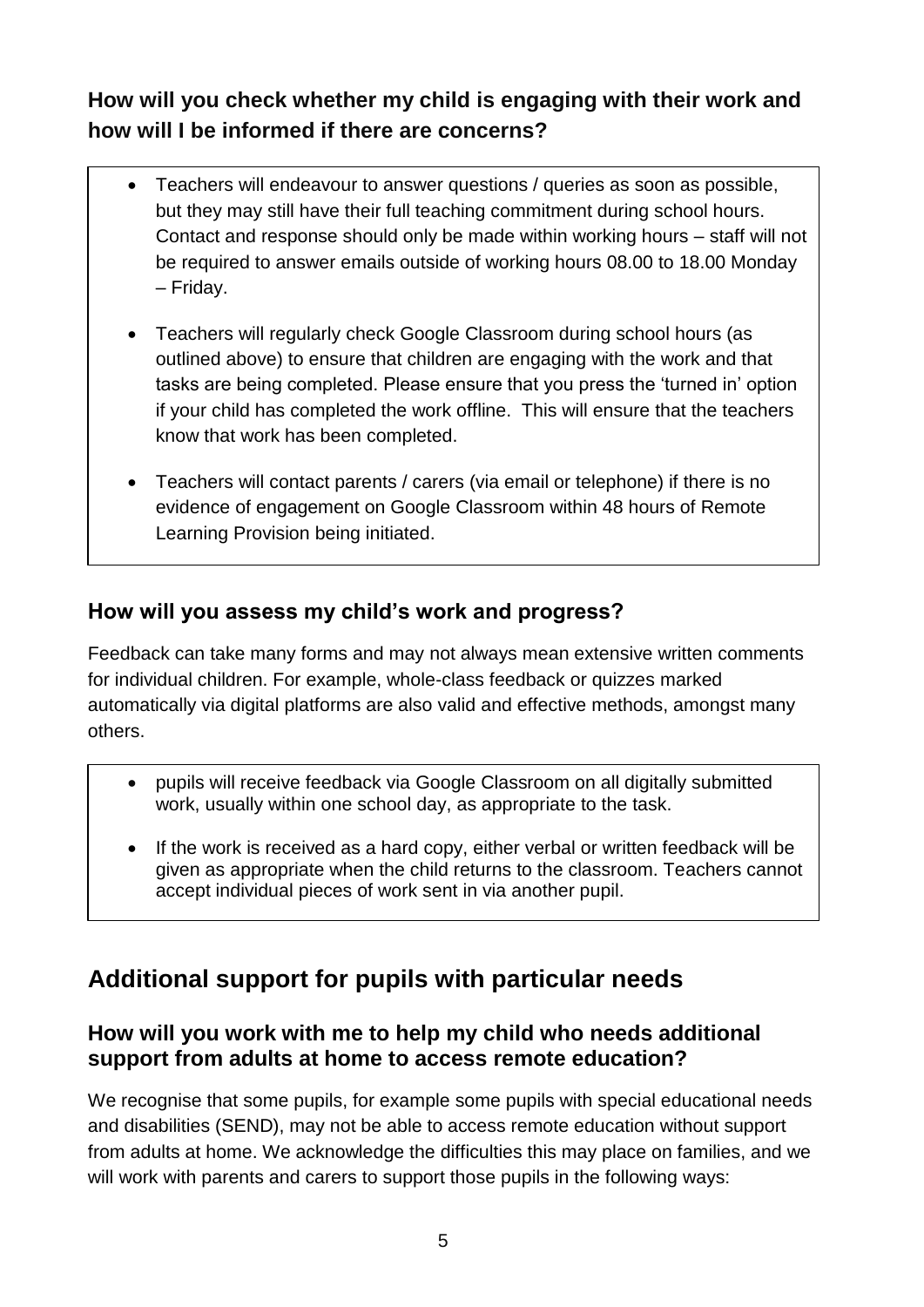### How will you check whether my child is engaging with their work and how will I be informed if there are concerns?

- Teachers will endeavour to answer questions / queries as soon as possible, but they may still have their full teaching commitment during school hours. Contact and response should only be made within working hours – staff will not be required to answer emails outside of working hours 08.00 to 18.00 Monday – Friday.

- Teachers will regularly check Google Classroom during school hours (as outlined above) to ensure that children are engaging with the work and that tasks are being completed. Please ensure that you press the 'turned in' option if your child has completed the work offline. This will ensure that the teachers know that work has been completed.

- Teachers will contact parents / carers (via email or telephone) if there is no evidence of engagement on Google Classroom within 48 hours of Remote Learning Provision being initiated.

### How will you assess my child's work and progress?

Feedback can take many forms and may not always mean extensive written comments for individual children. For example, whole-class feedback or quizzes marked automatically via digital platforms are also valid and effective methods, amongst many others.

- pupils will receive feedback via Google Classroom on all digitally submitted work, usually within one school day, as appropriate to the task.

- If the work is received as a hard copy, either verbal or written feedback will be given as appropriate when the child returns to the classroom. Teachers cannot accept individual pieces of work sent in via another pupil.

## Additional support for pupils with particular needs

### How will you work with me to help my child who needs additional support from adults at home to access remote education?

We recognise that some pupils, for example some pupils with special educational needs and disabilities (SEND), may not be able to access remote education without support from adults at home. We acknowledge the difficulties this may place on families, and we will work with parents and carers to support those pupils in the following ways: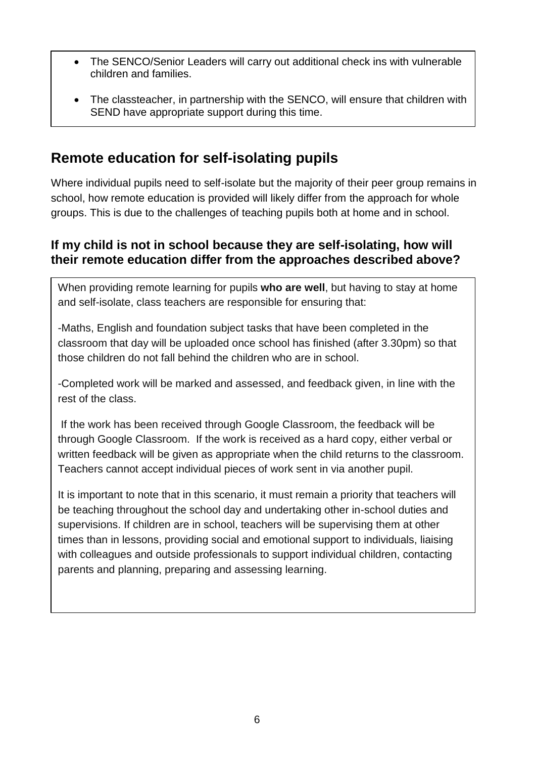- The SENCO/Senior Leaders will carry out additional check ins with vulnerable children and families.
- The classteacher, in partnership with the SENCO, will ensure that children with SEND have appropriate support during this time.

## Remote education for self-isolating pupils

Where individual pupils need to self-isolate but the majority of their peer group remains in school, how remote education is provided will likely differ from the approach for whole groups. This is due to the challenges of teaching pupils both at home and in school.

### If my child is not in school because they are self-isolating, how will their remote education differ from the approaches described above?

When providing remote learning for pupils **who are well**, but having to stay at home and self-isolate, class teachers are responsible for ensuring that:

-Maths, English and foundation subject tasks that have been completed in the classroom that day will be uploaded once school has finished (after 3.30pm) so that those children do not fall behind the children who are in school.

-Completed work will be marked and assessed, and feedback given, in line with the rest of the class.

If the work has been received through Google Classroom, the feedback will be through Google Classroom. If the work is received as a hard copy, either verbal or written feedback will be given as appropriate when the child returns to the classroom. Teachers cannot accept individual pieces of work sent in via another pupil.

It is important to note that in this scenario, it must remain a priority that teachers will be teaching throughout the school day and undertaking other in-school duties and supervisions. If children are in school, teachers will be supervising them at other times than in lessons, providing social and emotional support to individuals, liaising with colleagues and outside professionals to support individual children, contacting parents and planning, preparing and assessing learning.